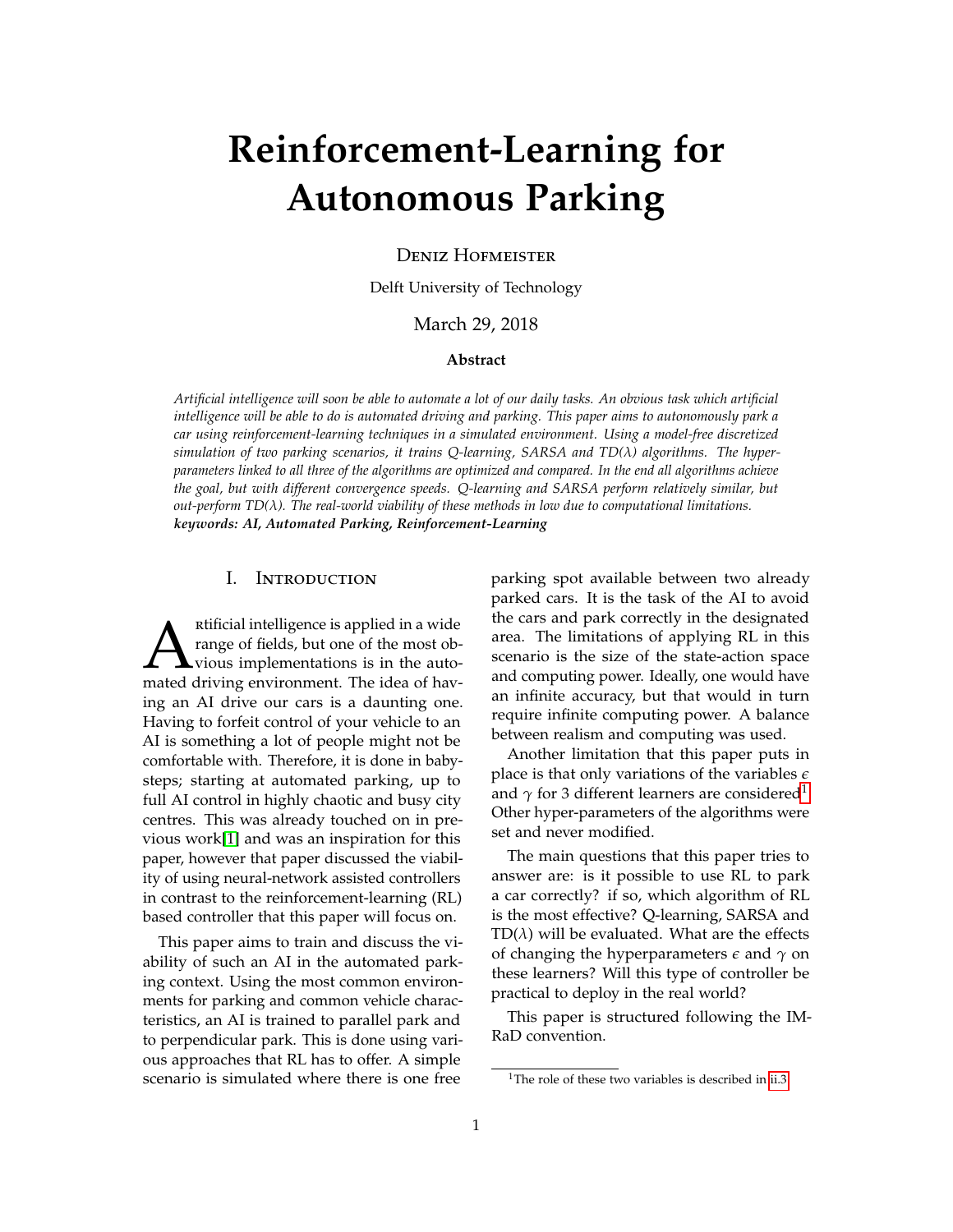# Reinforcement-Learning for Autonomous Parking

Deniz Hofmeister

Delft University of Technology

March 29, 2018

**Abstract**

*Artificial intelligence will soon be able to automate a lot of our daily tasks. An obvious task which artificial intelligence will be able to do is automated driving and parking. This paper aims to autonomously park a car using reinforcement-learning techniques in a simulated environment. Using a model-free discretized simulation of two parking scenarios, it trains Q-learning, SARSA and TD($\lambda$) algorithms. The hyper-parameters linked to all three of the algorithms are optimized and compared. In the end all algorithms achieve the goal, but with different convergence speeds. Q-learning and SARSA perform relatively similar, but out-perform TD($\lambda$). The real-world viability of these methods in low due to computational limitations.*

***keywords: AI, Automated Parking, Reinforcement-Learning***

## I. Introduction

Artificial intelligence is applied in a wide range of fields, but one of the most obvious implementations is in the automated driving environment. The idea of having an AI drive our cars is a daunting one. Having to forfeit control of your vehicle to an AI is something a lot of people might not be comfortable with. Therefore, it is done in baby-steps; starting at automated parking, up to full AI control in highly chaotic and busy city centres. This was already touched on in previous work[1] and was an inspiration for this paper, however that paper discussed the viability of using neural-network assisted controllers in contrast to the reinforcement-learning (RL) based controller that this paper will focus on.

This paper aims to train and discuss the viability of such an AI in the automated parking context. Using the most common environments for parking and common vehicle characteristics, an AI is trained to parallel park and to perpendicular park. This is done using various approaches that RL has to offer. A simple scenario is simulated where there is one free parking spot available between two already parked cars. It is the task of the AI to avoid the cars and park correctly in the designated area. The limitations of applying RL in this scenario is the size of the state-action space and computing power. Ideally, one would have an infinite accuracy, but that would in turn require infinite computing power. A balance between realism and computing was used.

Another limitation that this paper puts in place is that only variations of the variables $\epsilon$ and $\gamma$ for 3 different learners are considered[1]. Other hyper-parameters of the algorithms were set and never modified.

The main questions that this paper tries to answer are: is it possible to use RL to park a car correctly? if so, which algorithm of RL is the most effective? Q-learning, SARSA and TD($\lambda$) will be evaluated. What are the effects of changing the hyperparameters $\epsilon$ and $\gamma$ on these learners? Will this type of controller be practical to deploy in the real world?

This paper is structured following the IMRaD convention.

[1] The role of these two variables is described in ii.3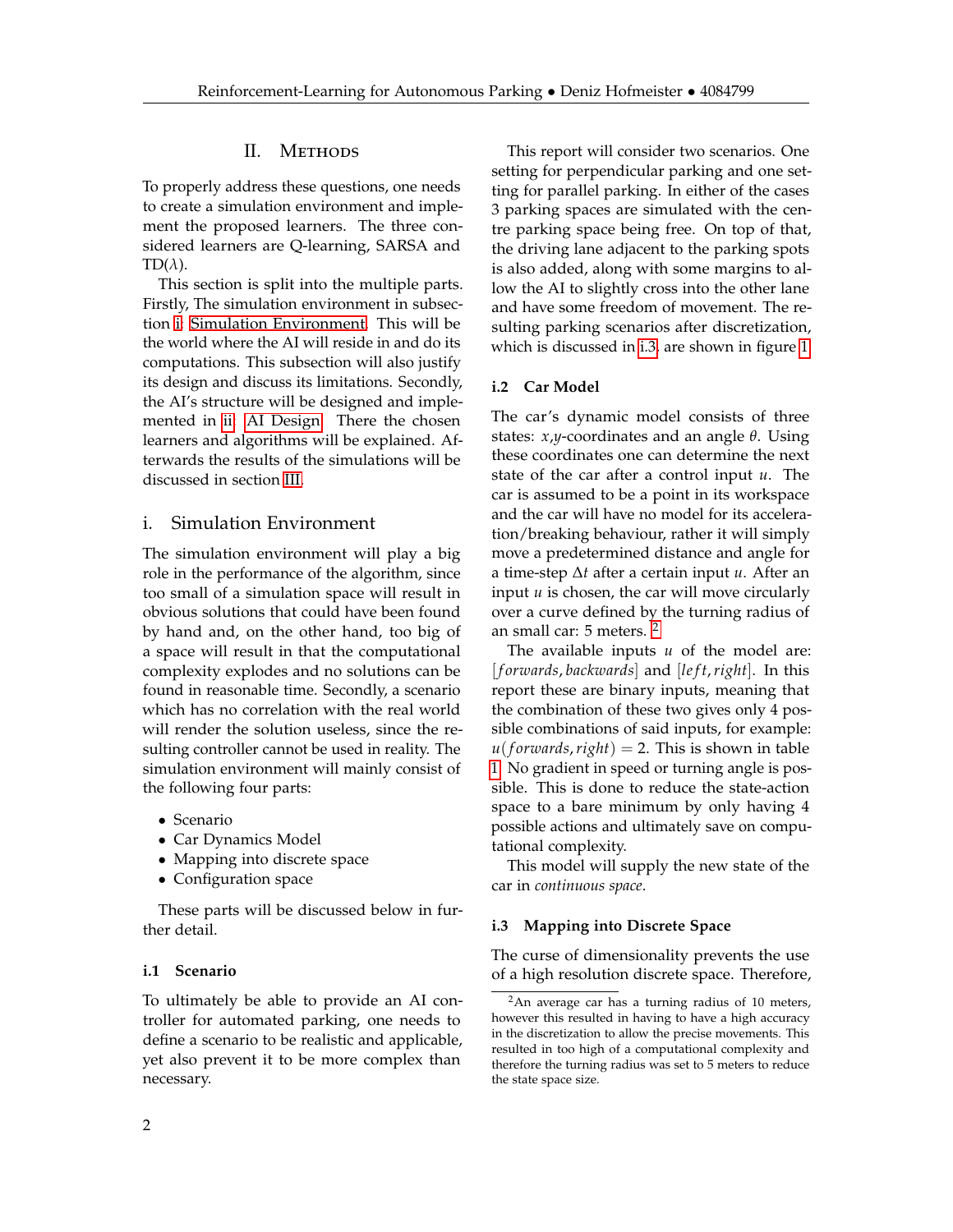## II. Methods

To properly address these questions, one needs to create a simulation environment and implement the proposed learners. The three considered learners are Q-learning, SARSA and TD($\lambda$).

This section is split into the multiple parts. Firstly, The simulation environment in subsection i Simulation Environment. This will be the world where the AI will reside in and do its computations. This subsection will also justify its design and discuss its limitations. Secondly, the AI's structure will be designed and implemented in ii AI Design. There the chosen learners and algorithms will be explained. Afterwards the results of the simulations will be discussed in section III.

### i. Simulation Environment

The simulation environment will play a big role in the performance of the algorithm, since too small of a simulation space will result in obvious solutions that could have been found by hand and, on the other hand, too big of a space will result in that the computational complexity explodes and no solutions can be found in reasonable time. Secondly, a scenario which has no correlation with the real world will render the solution useless, since the resulting controller cannot be used in reality. The simulation environment will mainly consist of the following four parts:

- Scenario
- Car Dynamics Model
- Mapping into discrete space
- Configuration space

These parts will be discussed below in further detail.

#### i.1 Scenario

To ultimately be able to provide an AI controller for automated parking, one needs to define a scenario to be realistic and applicable, yet also prevent it to be more complex than necessary.

This report will consider two scenarios. One setting for perpendicular parking and one setting for parallel parking. In either of the cases 3 parking spaces are simulated with the centre parking space being free. On top of that, the driving lane adjacent to the parking spots is also added, along with some margins to allow the AI to slightly cross into the other lane and have some freedom of movement. The resulting parking scenarios after discretization, which is discussed in i.3, are shown in figure 1.

#### i.2 Car Model

The car's dynamic model consists of three states: $x$,$y$-coordinates and an angle $\theta$. Using these coordinates one can determine the next state of the car after a control input $u$. The car is assumed to be a point in its workspace and the car will have no model for its acceleration/breaking behaviour, rather it will simply move a predetermined distance and angle for a time-step $\Delta t$ after a certain input $u$. After an input $u$ is chosen, the car will move circularly over a curve defined by the turning radius of an small car: 5 meters. [2]

The available inputs $u$ of the model are: $[forwards, backwards]$ and $[left, right]$. In this report these are binary inputs, meaning that the combination of these two gives only 4 possible combinations of said inputs, for example: $u(forwards, right) = 2$. This is shown in table 1. No gradient in speed or turning angle is possible. This is done to reduce the state-action space to a bare minimum by only having 4 possible actions and ultimately save on computational complexity.

This model will supply the new state of the car in *continuous space*.

#### i.3 Mapping into Discrete Space

The curse of dimensionality prevents the use of a high resolution discrete space. Therefore,

[2] An average car has a turning radius of 10 meters, however this resulted in having to have a high accuracy in the discretization to allow the precise movements. This resulted in too high of a computational complexity and therefore the turning radius was set to 5 meters to reduce the state space size.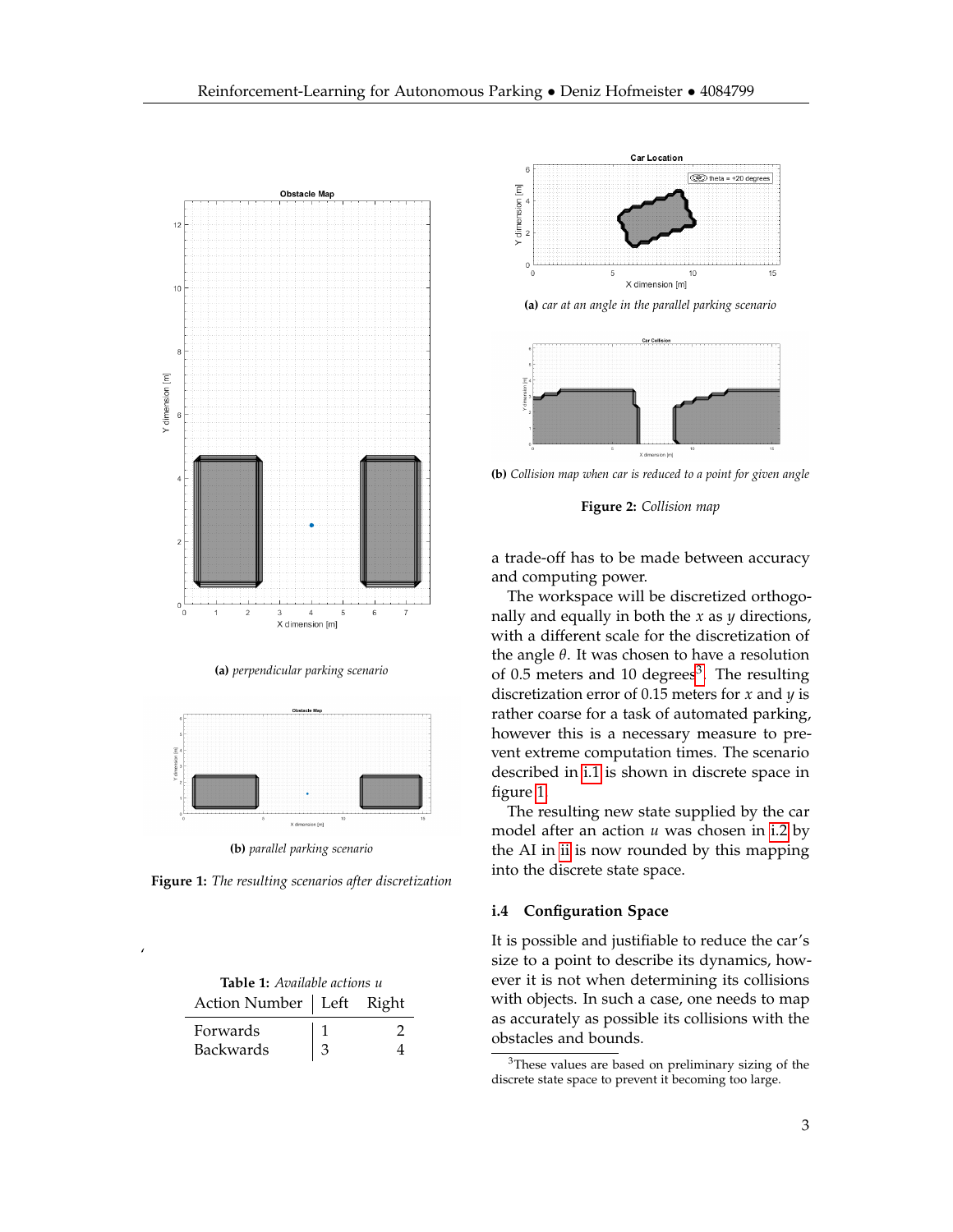(a) *perpendicular parking scenario*

(b) *parallel parking scenario*

**Figure 1:** *The resulting scenarios after discretization*

**Table 1:** *Available actions u*

| Action Number | Left | Right |
|---|---|---|
| Forwards | 1 | 2 |
| Backwards | 3 | 4 |

(a) *car at an angle in the parallel parking scenario*

(b) *Collision map when car is reduced to a point for given angle*

**Figure 2:** *Collision map*

a trade-off has to be made between accuracy and computing power.

The workspace will be discretized orthogonally and equally in both the $x$ as $y$ directions, with a different scale for the discretization of the angle $\theta$. It was chosen to have a resolution of 0.5 meters and 10 degrees[3]. The resulting discretization error of 0.15 meters for $x$ and $y$ is rather coarse for a task of automated parking, however this is a necessary measure to prevent extreme computation times. The scenario described in i.1 is shown in discrete space in figure 1.

The resulting new state supplied by the car model after an action $u$ was chosen in i.2 by the AI in ii is now rounded by this mapping into the discrete state space.

## i.4 Configuration Space

It is possible and justifiable to reduce the car's size to a point to describe its dynamics, however it is not when determining its collisions with objects. In such a case, one needs to map as accurately as possible its collisions with the obstacles and bounds.

[3]These values are based on preliminary sizing of the discrete state space to prevent it becoming too large.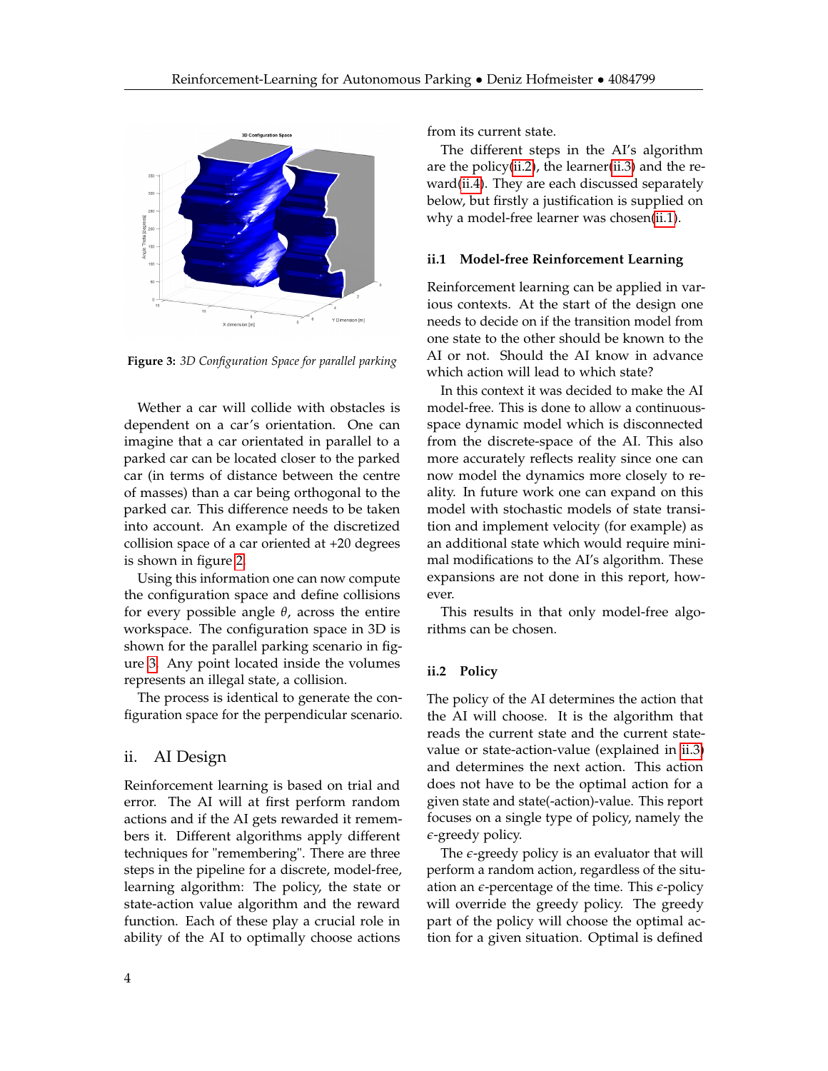**Figure 3:** *3D Configuration Space for parallel parking*

Wether a car will collide with obstacles is dependent on a car's orientation. One can imagine that a car orientated in parallel to a parked car can be located closer to the parked car (in terms of distance between the centre of masses) than a car being orthogonal to the parked car. This difference needs to be taken into account. An example of the discretized collision space of a car oriented at +20 degrees is shown in figure 2.

Using this information one can now compute the configuration space and define collisions for every possible angle $\theta$, across the entire workspace. The configuration space in 3D is shown for the parallel parking scenario in figure 3. Any point located inside the volumes represents an illegal state, a collision.

The process is identical to generate the configuration space for the perpendicular scenario.

## ii. AI Design

Reinforcement learning is based on trial and error. The AI will at first perform random actions and if the AI gets rewarded it remembers it. Different algorithms apply different techniques for "remembering". There are three steps in the pipeline for a discrete, model-free, learning algorithm: The policy, the state or state-action value algorithm and the reward function. Each of these play a crucial role in ability of the AI to optimally choose actions from its current state.

The different steps in the AI's algorithm are the policy(ii.2), the learner(ii.3) and the reward(ii.4). They are each discussed separately below, but firstly a justification is supplied on why a model-free learner was chosen(ii.1).

### ii.1 Model-free Reinforcement Learning

Reinforcement learning can be applied in various contexts. At the start of the design one needs to decide on if the transition model from one state to the other should be known to the AI or not. Should the AI know in advance which action will lead to which state?

In this context it was decided to make the AI model-free. This is done to allow a continuous-space dynamic model which is disconnected from the discrete-space of the AI. This also more accurately reflects reality since one can now model the dynamics more closely to reality. In future work one can expand on this model with stochastic models of state transition and implement velocity (for example) as an additional state which would require minimal modifications to the AI's algorithm. These expansions are not done in this report, however.

This results in that only model-free algorithms can be chosen.

### ii.2 Policy

The policy of the AI determines the action that the AI will choose. It is the algorithm that reads the current state and the current state-value or state-action-value (explained in ii.3) and determines the next action. This action does not have to be the optimal action for a given state and state(-action)-value. This report focuses on a single type of policy, namely the $\epsilon$-greedy policy.

The $\epsilon$-greedy policy is an evaluator that will perform a random action, regardless of the situation an $\epsilon$-percentage of the time. This $\epsilon$-policy will override the greedy policy. The greedy part of the policy will choose the optimal action for a given situation. Optimal is defined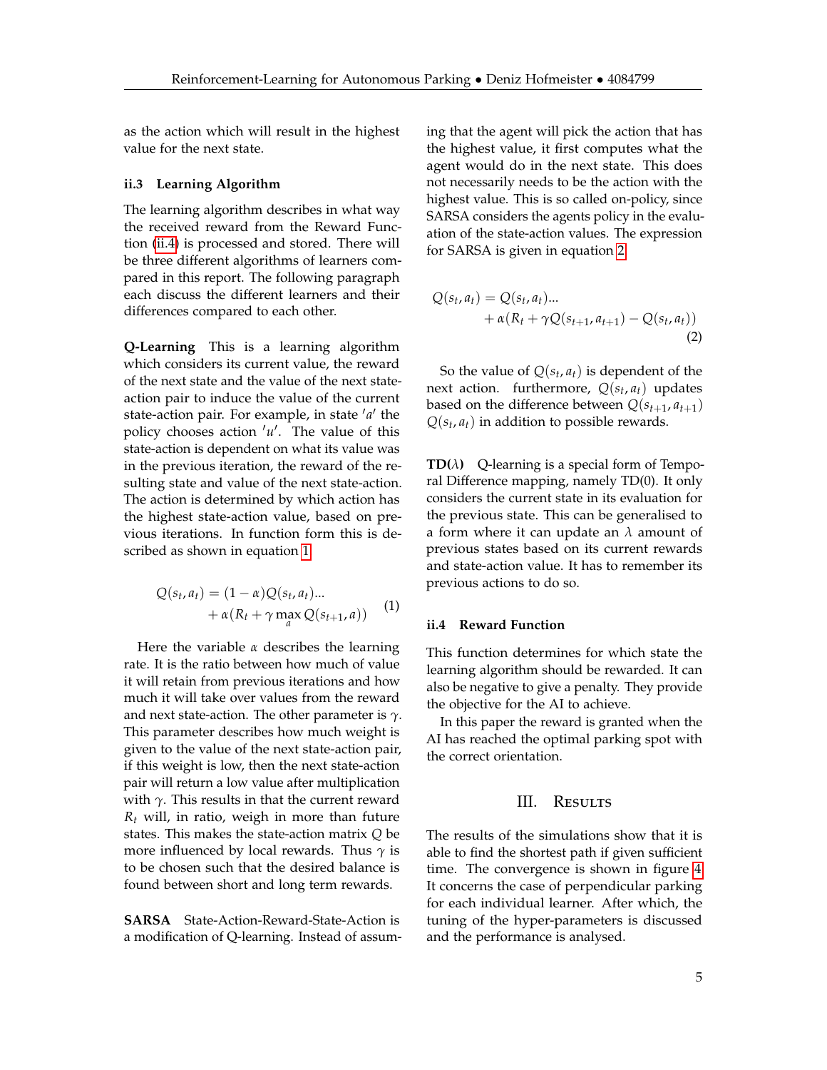as the action which will result in the highest value for the next state.

### ii.3 Learning Algorithm

The learning algorithm describes in what way the received reward from the Reward Function (ii.4) is processed and stored. There will be three different algorithms of learners compared in this report. The following paragraph each discuss the different learners and their differences compared to each other.

**Q-Learning** This is a learning algorithm which considers its current value, the reward of the next state and the value of the next state-action pair to induce the value of the current state-action pair. For example, in state $'a'$ the policy chooses action $'u'$. The value of this state-action is dependent on what its value was in the previous iteration, the reward of the resulting state and value of the next state-action. The action is determined by which action has the highest state-action value, based on previous iterations. In function form this is described as shown in equation 1

$$Q(s_t, a_t) = (1-\alpha)Q(s_t, a_t)... \\ + \alpha(R_t + \gamma \max_a Q(s_{t+1}, a)) \tag{1}$$

Here the variable $\alpha$ describes the learning rate. It is the ratio between how much of value it will retain from previous iterations and how much it will take over values from the reward and next state-action. The other parameter is $\gamma$. This parameter describes how much weight is given to the value of the next state-action pair, if this weight is low, then the next state-action pair will return a low value after multiplication with $\gamma$. This results in that the current reward $R_t$ will, in ratio, weigh in more than future states. This makes the state-action matrix $Q$ be more influenced by local rewards. Thus $\gamma$ is to be chosen such that the desired balance is found between short and long term rewards.

**SARSA** State-Action-Reward-State-Action is a modification of Q-learning. Instead of assuming that the agent will pick the action that has the highest value, it first computes what the agent would do in the next state. This does not necessarily needs to be the action with the highest value. This is so called on-policy, since SARSA considers the agents policy in the evaluation of the state-action values. The expression for SARSA is given in equation 2

$$Q(s_t, a_t) = Q(s_t, a_t)... \\ + \alpha(R_t + \gamma Q(s_{t+1}, a_{t+1}) - Q(s_t, a_t)) \tag{2}$$

So the value of $Q(s_t, a_t)$ is dependent of the next action. furthermore, $Q(s_t, a_t)$ updates based on the difference between $Q(s_{t+1}, a_{t+1})$ $Q(s_t, a_t)$ in addition to possible rewards.

**TD($\lambda$)** Q-learning is a special form of Temporal Difference mapping, namely TD(0). It only considers the current state in its evaluation for the previous state. This can be generalised to a form where it can update an $\lambda$ amount of previous states based on its current rewards and state-action value. It has to remember its previous actions to do so.

### ii.4 Reward Function

This function determines for which state the learning algorithm should be rewarded. It can also be negative to give a penalty. They provide the objective for the AI to achieve.

In this paper the reward is granted when the AI has reached the optimal parking spot with the correct orientation.

## III. Results

The results of the simulations show that it is able to find the shortest path if given sufficient time. The convergence is shown in figure 4 It concerns the case of perpendicular parking for each individual learner. After which, the tuning of the hyper-parameters is discussed and the performance is analysed.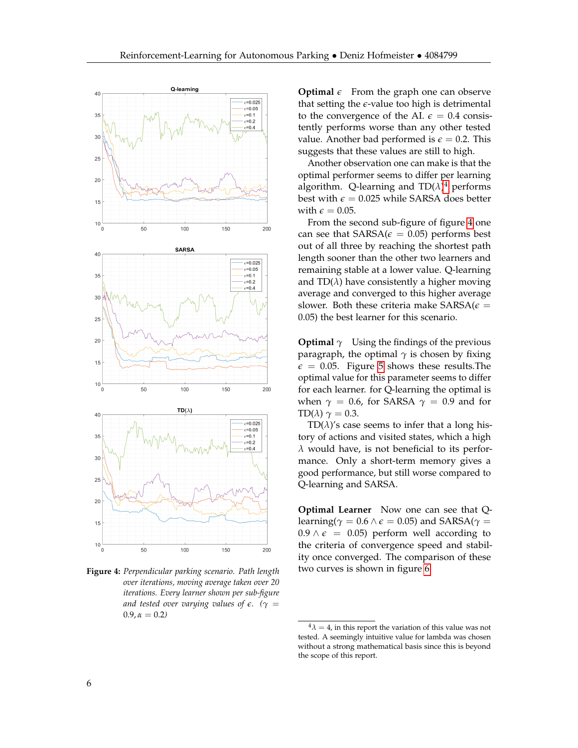**Optimal $\epsilon$** From the graph one can observe that setting the $\epsilon$-value too high is detrimental to the convergence of the AI. $\epsilon = 0.4$ consistently performs worse than any other tested value. Another bad performed is $\epsilon = 0.2$. This suggests that these values are still to high.

Another observation one can make is that the optimal performer seems to differ per learning algorithm. Q-learning and TD($\lambda$)[4] performs best with $\epsilon = 0.025$ while SARSA does better with $\epsilon = 0.05$.

From the second sub-figure of figure 4 one can see that SARSA($\epsilon = 0.05$) performs best out of all three by reaching the shortest path length sooner than the other two learners and remaining stable at a lower value. Q-learning and TD($\lambda$) have consistently a higher moving average and converged to this higher average slower. Both these criteria make SARSA($\epsilon = 0.05$) the best learner for this scenario.

**Figure 4:** *Perpendicular parking scenario. Path length over iterations, moving average taken over 20 iterations. Every learner shown per sub-figure and tested over varying values of $\epsilon$. ($\gamma = 0.9, \alpha = 0.2$)*

**Optimal $\gamma$** Using the findings of the previous paragraph, the optimal $\gamma$ is chosen by fixing $\epsilon = 0.05$. Figure 5 shows these results.The optimal value for this parameter seems to differ for each learner. for Q-learning the optimal is when $\gamma = 0.6$, for SARSA $\gamma = 0.9$ and for TD($\lambda$) $\gamma = 0.3$.

TD($\lambda$)'s case seems to infer that a long history of actions and visited states, which a high $\lambda$ would have, is not beneficial to its performance. Only a short-term memory gives a good performance, but still worse compared to Q-learning and SARSA.

**Optimal Learner** Now one can see that Q-learning($\gamma = 0.6 \wedge \epsilon = 0.05$) and SARSA($\gamma = 0.9 \wedge \epsilon = 0.05$) perform well according to the criteria of convergence speed and stability once converged. The comparison of these two curves is shown in figure 6.

[4] $\lambda = 4$, in this report the variation of this value was not tested. A seemingly intuitive value for lambda was chosen without a strong mathematical basis since this is beyond the scope of this report.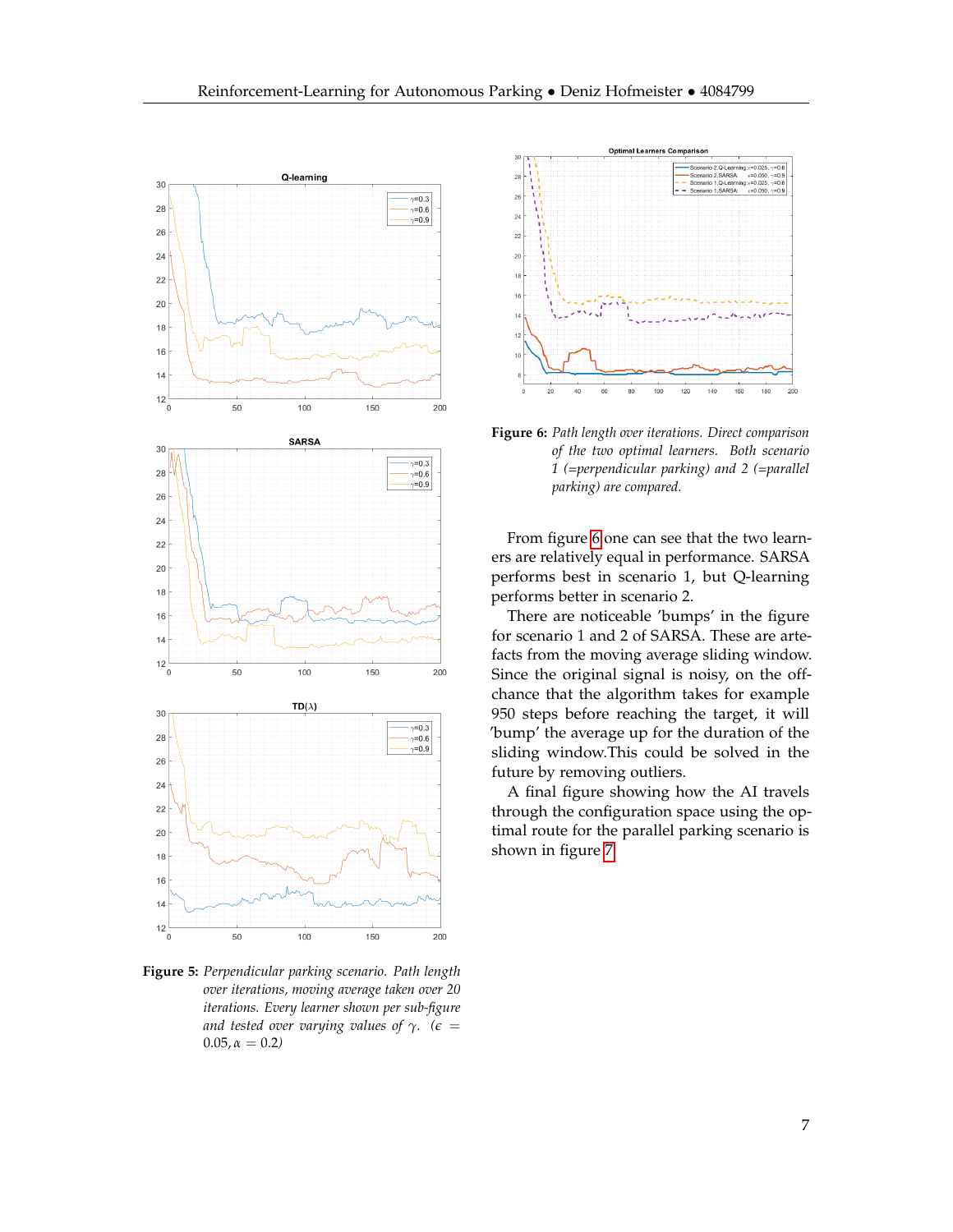**Figure 5:** *Perpendicular parking scenario. Path length over iterations, moving average taken over 20 iterations. Every learner shown per sub-figure and tested over varying values of $\gamma$. ($\epsilon = 0.05, \alpha = 0.2$)*

**Figure 6:** *Path length over iterations. Direct comparison of the two optimal learners. Both scenario 1 (=perpendicular parking) and 2 (=parallel parking) are compared.*

From figure 6 one can see that the two learners are relatively equal in performance. SARSA performs best in scenario 1, but Q-learning performs better in scenario 2.

There are noticeable 'bumps' in the figure for scenario 1 and 2 of SARSA. These are artefacts from the moving average sliding window. Since the original signal is noisy, on the off-chance that the algorithm takes for example 950 steps before reaching the target, it will 'bump' the average up for the duration of the sliding window.This could be solved in the future by removing outliers.

A final figure showing how the AI travels through the configuration space using the optimal route for the parallel parking scenario is shown in figure 7.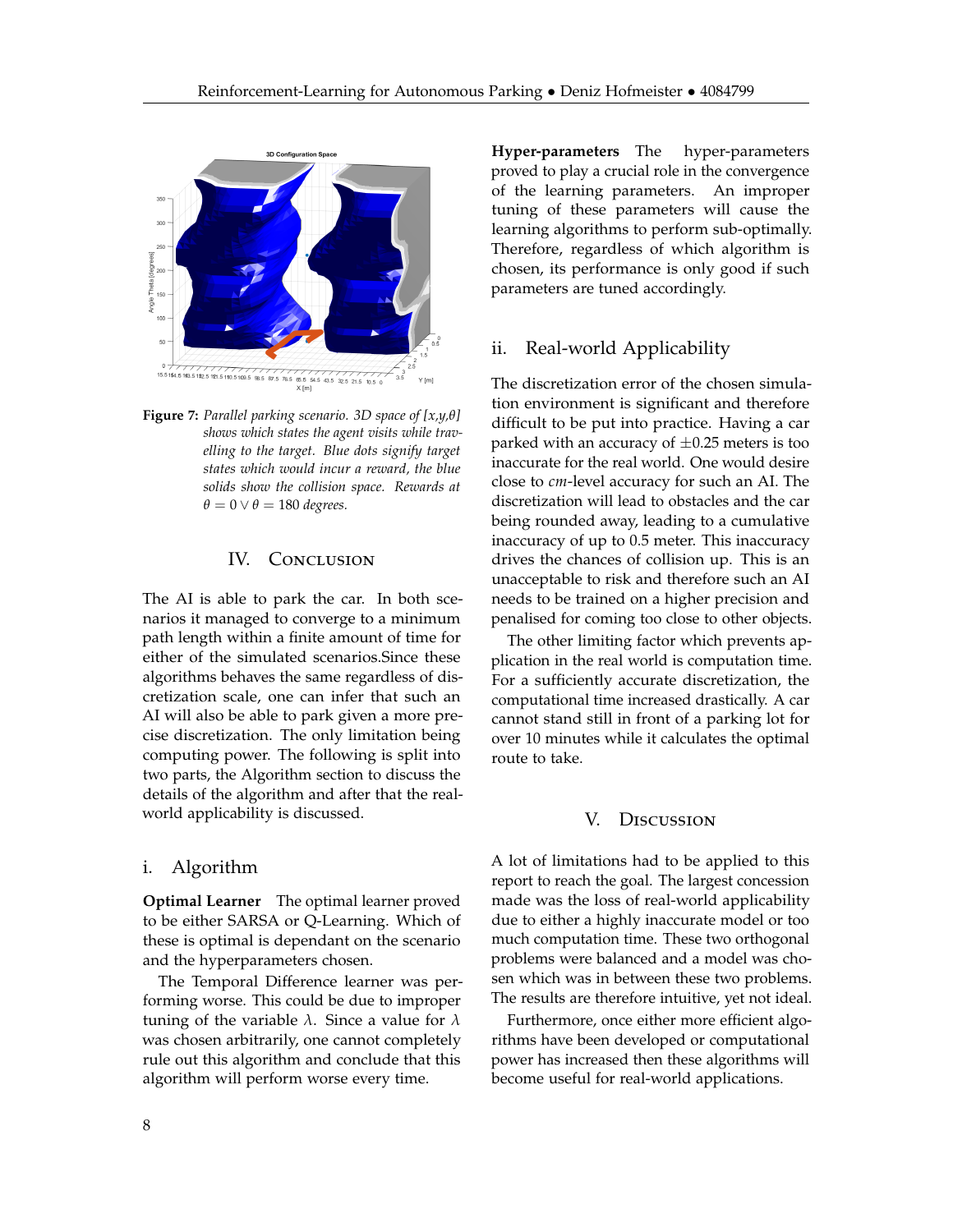**Figure 7:** *Parallel parking scenario. 3D space of [x,y,θ] shows which states the agent visits while travelling to the target. Blue dots signify target states which would incur a reward, the blue solids show the collision space. Rewards at* $\theta = 0 \vee \theta = 180$ *degrees.*

## IV. Conclusion

The AI is able to park the car. In both scenarios it managed to converge to a minimum path length within a finite amount of time for either of the simulated scenarios.Since these algorithms behaves the same regardless of discretization scale, one can infer that such an AI will also be able to park given a more precise discretization. The only limitation being computing power. The following is split into two parts, the Algorithm section to discuss the details of the algorithm and after that the real-world applicability is discussed.

### i. Algorithm

**Optimal Learner** The optimal learner proved to be either SARSA or Q-Learning. Which of these is optimal is dependant on the scenario and the hyperparameters chosen.

The Temporal Difference learner was performing worse. This could be due to improper tuning of the variable $\lambda$. Since a value for $\lambda$ was chosen arbitrarily, one cannot completely rule out this algorithm and conclude that this algorithm will perform worse every time.

**Hyper-parameters** The hyper-parameters proved to play a crucial role in the convergence of the learning parameters. An improper tuning of these parameters will cause the learning algorithms to perform sub-optimally. Therefore, regardless of which algorithm is chosen, its performance is only good if such parameters are tuned accordingly.

### ii. Real-world Applicability

The discretization error of the chosen simulation environment is significant and therefore difficult to be put into practice. Having a car parked with an accuracy of $\pm 0.25$ meters is too inaccurate for the real world. One would desire close to *cm*-level accuracy for such an AI. The discretization will lead to obstacles and the car being rounded away, leading to a cumulative inaccuracy of up to 0.5 meter. This inaccuracy drives the chances of collision up. This is an unacceptable to risk and therefore such an AI needs to be trained on a higher precision and penalised for coming too close to other objects.

The other limiting factor which prevents application in the real world is computation time. For a sufficiently accurate discretization, the computational time increased drastically. A car cannot stand still in front of a parking lot for over 10 minutes while it calculates the optimal route to take.

## V. Discussion

A lot of limitations had to be applied to this report to reach the goal. The largest concession made was the loss of real-world applicability due to either a highly inaccurate model or too much computation time. These two orthogonal problems were balanced and a model was chosen which was in between these two problems. The results are therefore intuitive, yet not ideal.

Furthermore, once either more efficient algorithms have been developed or computational power has increased then these algorithms will become useful for real-world applications.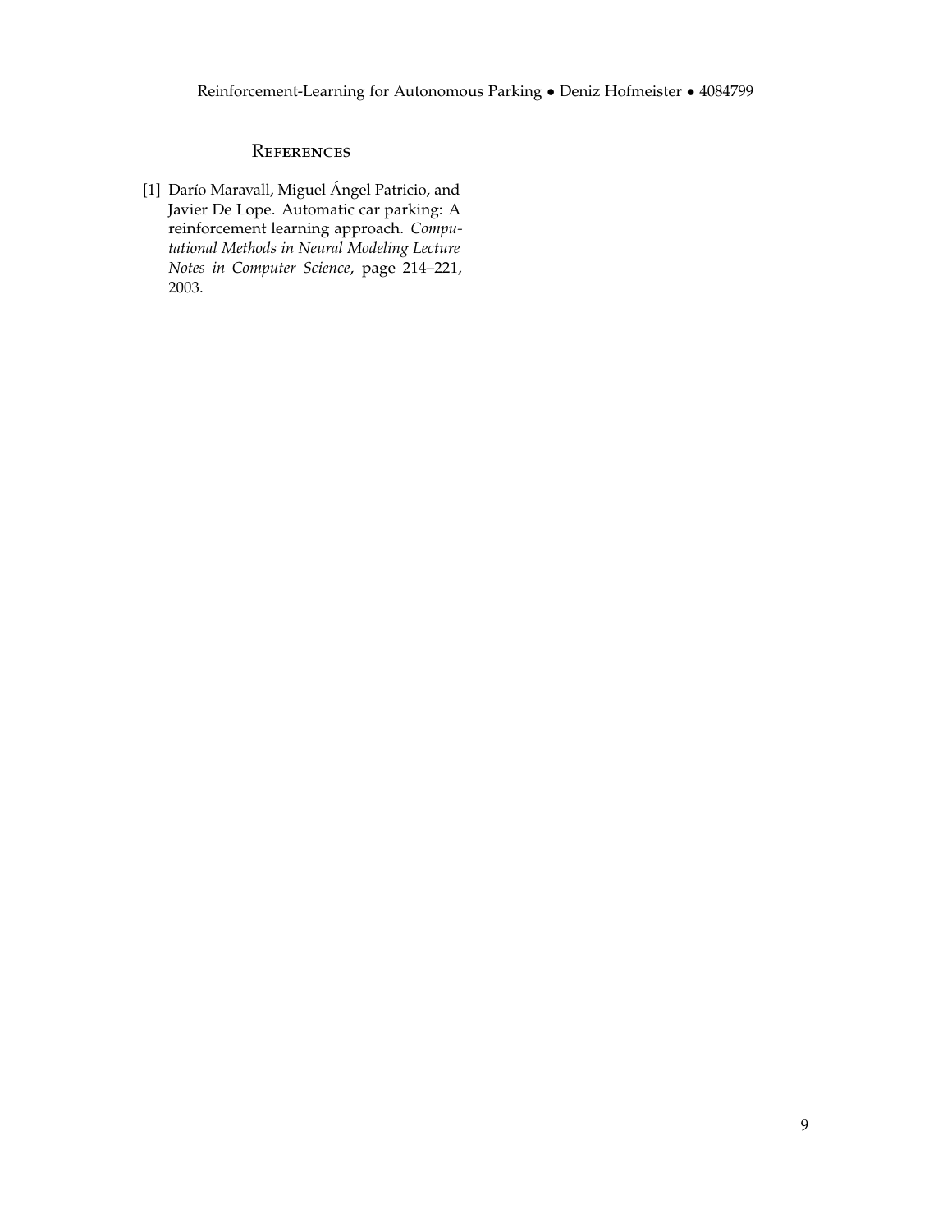## References

[1] Darío Maravall, Miguel Ángel Patricio, and Javier De Lope. Automatic car parking: A reinforcement learning approach. *Computational Methods in Neural Modeling Lecture Notes in Computer Science*, page 214–221, 2003.